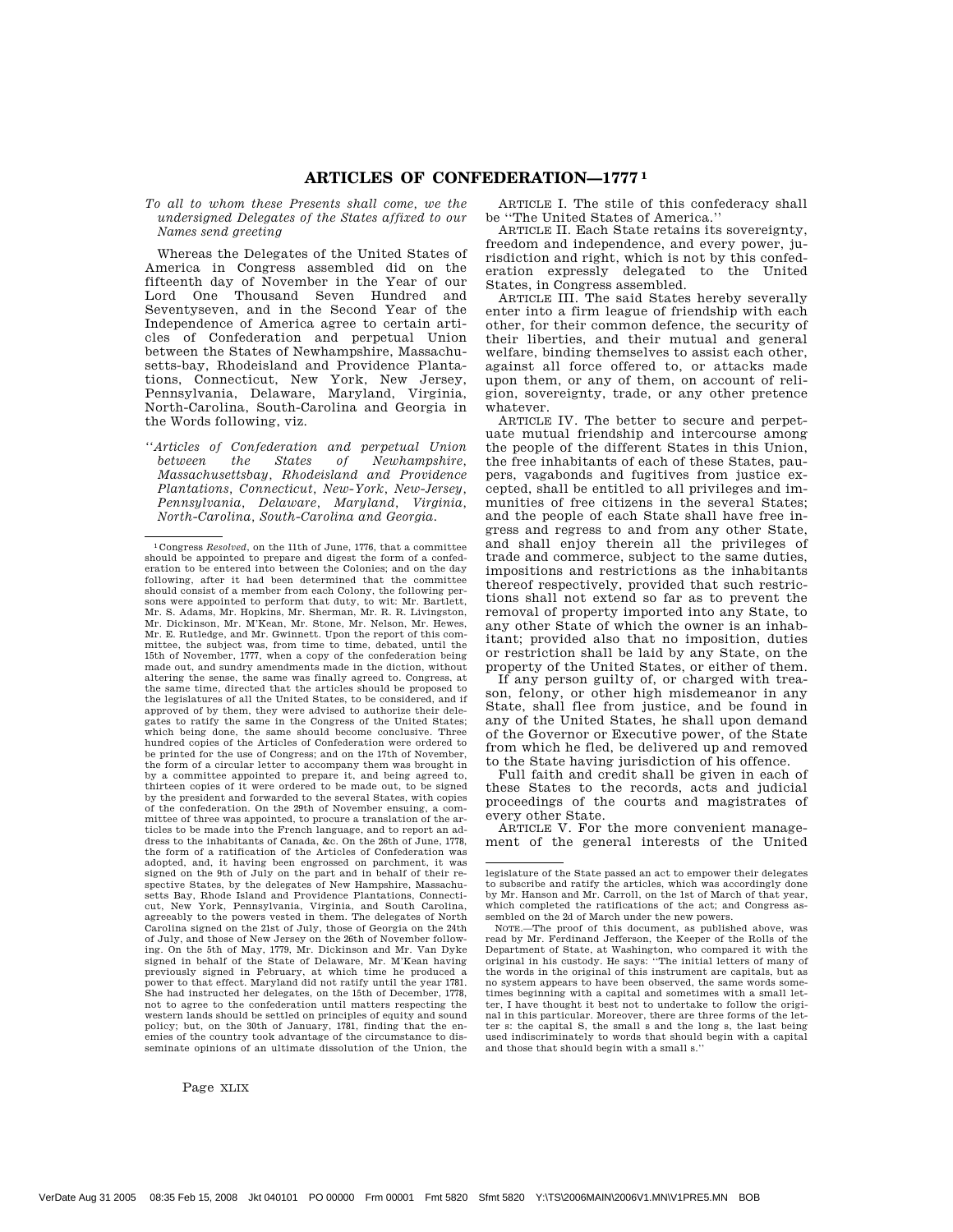# ARTICLES OF CONFEDERATION—1777[1]

*To all to whom these Presents shall come, we the undersigned Delegates of the States affixed to our Names send greeting*

Whereas the Delegates of the United States of America in Congress assembled did on the fifteenth day of November in the Year of our Lord One Thousand Seven Hundred and Seventyseven, and in the Second Year of the Independence of America agree to certain articles of Confederation and perpetual Union between the States of Newhampshire, Massachusetts-bay, Rhodeisland and Providence Plantations, Connecticut, New York, New Jersey, Pennsylvania, Delaware, Maryland, Virginia, North-Carolina, South-Carolina and Georgia in the Words following, viz.

''*Articles of Confederation and perpetual Union between the States of Newhampshire, Massachusettsbay, Rhodeisland and Providence Plantations, Connecticut, New-York, New-Jersey, Pennsylvania, Delaware, Maryland, Virginia, North-Carolina, South-Carolina and Georgia.*

ARTICLE I. The stile of this confederacy shall be ''The United States of America.''

ARTICLE II. Each State retains its sovereignty, freedom and independence, and every power, jurisdiction and right, which is not by this confederation expressly delegated to the United States, in Congress assembled.

ARTICLE III. The said States hereby severally enter into a firm league of friendship with each other, for their common defence, the security of their liberties, and their mutual and general welfare, binding themselves to assist each other, against all force offered to, or attacks made upon them, or any of them, on account of religion, sovereignty, trade, or any other pretence whatever.

ARTICLE IV. The better to secure and perpetuate mutual friendship and intercourse among the people of the different States in this Union, the free inhabitants of each of these States, paupers, vagabonds and fugitives from justice excepted, shall be entitled to all privileges and immunities of free citizens in the several States; and the people of each State shall have free ingress and regress to and from any other State, and shall enjoy therein all the privileges of trade and commerce, subject to the same duties, impositions and restrictions as the inhabitants thereof respectively, provided that such restrictions shall not extend so far as to prevent the removal of property imported into any State, to any other State of which the owner is an inhabitant; provided also that no imposition, duties or restriction shall be laid by any State, on the property of the United States, or either of them.

If any person guilty of, or charged with treason, felony, or other high misdemeanor in any State, shall flee from justice, and be found in any of the United States, he shall upon demand of the Governor or Executive power, of the State from which he fled, be delivered up and removed to the State having jurisdiction of his offence.

Full faith and credit shall be given in each of these States to the records, acts and judicial proceedings of the courts and magistrates of every other State.

ARTICLE V. For the more convenient management of the general interests of the United

---

[1] Congress *Resolved*, on the 11th of June, 1776, that a committee should be appointed to prepare and digest the form of a confederation to be entered into between the Colonies; and on the day following, after it had been determined that the committee should consist of a member from each Colony, the following persons were appointed to perform that duty, to wit: Mr. Bartlett, Mr. S. Adams, Mr. Hopkins, Mr. Sherman, Mr. R. R. Livingston, Mr. Dickinson, Mr. M'Kean, Mr. Stone, Mr. Nelson, Mr. Hewes, Mr. E. Rutledge, and Mr. Gwinnett. Upon the report of this committee, the subject was, from time to time, debated, until the 15th of November, 1777, when a copy of the confederation being made out, and sundry amendments made in the diction, without altering the sense, the same was finally agreed to. Congress, at the same time, directed that the articles should be proposed to the legislatures of all the United States, to be considered, and if approved of by them, they were advised to authorize their delegates to ratify the same in the Congress of the United States; which being done, the same should become conclusive. Three hundred copies of the Articles of Confederation were ordered to be printed for the use of Congress; and on the 17th of November, the form of a circular letter to accompany them was brought in by a committee appointed to prepare it, and being agreed to, thirteen copies of it were ordered to be made out, to be signed by the president and forwarded to the several States, with copies of the confederation. On the 29th of November ensuing, a committee of three was appointed, to procure a translation of the articles to be made into the French language, and to report an address to the inhabitants of Canada, &c. On the 26th of June, 1778, the form of a ratification of the Articles of Confederation was adopted, and, it having been engrossed on parchment, it was signed on the 9th of July on the part and in behalf of their respective States, by the delegates of New Hampshire, Massachusetts Bay, Rhode Island and Providence Plantations, Connecticut, New York, Pennsylvania, Virginia, and South Carolina, agreeably to the powers vested in them. The delegates of North Carolina signed on the 21st of July, those of Georgia on the 24th of July, and those of New Jersey on the 26th of November following. On the 5th of May, 1779, Mr. Dickinson and Mr. Van Dyke signed in behalf of the State of Delaware, Mr. M'Kean having previously signed in February, at which time he produced a power to that effect. Maryland did not ratify until the year 1781. She had instructed her delegates, on the 15th of December, 1778, not to agree to the confederation until matters respecting the western lands should be settled on principles of equity and sound policy; but, on the 30th of January, 1781, finding that the enemies of the country took advantage of the circumstance to disseminate opinions of an ultimate dissolution of the Union, the legislature of the State passed an act to empower their delegates to subscribe and ratify the articles, which was accordingly done by Mr. Hanson and Mr. Carroll, on the 1st of March of that year, which completed the ratifications of the act; and Congress assembled on the 2d of March under the new powers.

NOTE.—The proof of this document, as published above, was read by Mr. Ferdinand Jefferson, the Keeper of the Rolls of the Department of State, at Washington, who compared it with the original in his custody. He says: ''The initial letters of many of the words in the original of this instrument are capitals, but as no system appears to have been observed, the same words sometimes beginning with a capital and sometimes with a small letter, I have thought it best not to undertake to follow the original in this particular. Moreover, there are three forms of the letter s: the capital S, the small s and the long s, the last being used indiscriminately to words that should begin with a capital and those that should begin with a small s.''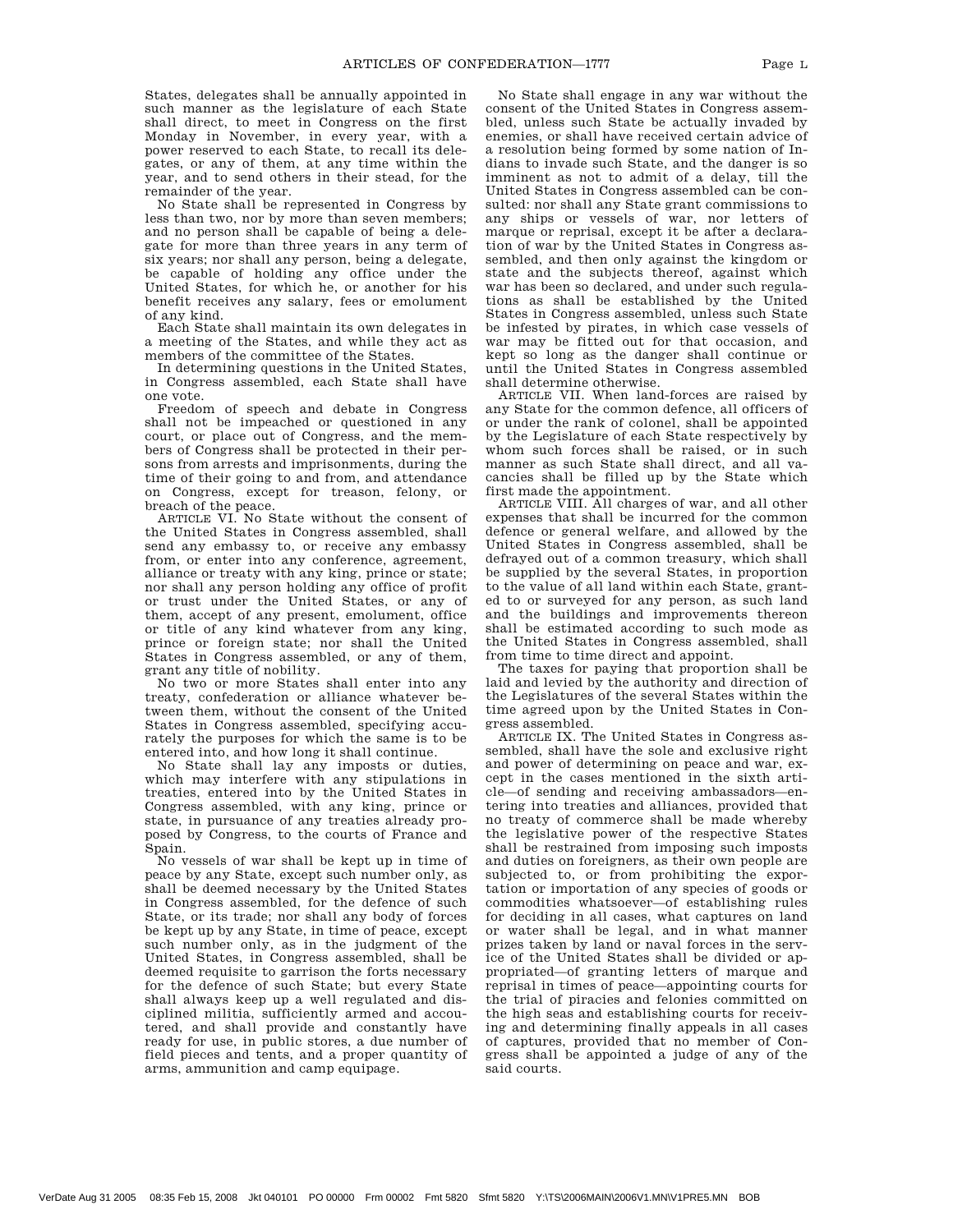States, delegates shall be annually appointed in such manner as the legislature of each State shall direct, to meet in Congress on the first Monday in November, in every year, with a power reserved to each State, to recall its delegates, or any of them, at any time within the year, and to send others in their stead, for the remainder of the year.

No State shall be represented in Congress by less than two, nor by more than seven members; and no person shall be capable of being a delegate for more than three years in any term of six years; nor shall any person, being a delegate, be capable of holding any office under the United States, for which he, or another for his benefit receives any salary, fees or emolument of any kind.

Each State shall maintain its own delegates in a meeting of the States, and while they act as members of the committee of the States.

In determining questions in the United States, in Congress assembled, each State shall have one vote.

Freedom of speech and debate in Congress shall not be impeached or questioned in any court, or place out of Congress, and the members of Congress shall be protected in their persons from arrests and imprisonments, during the time of their going to and from, and attendance on Congress, except for treason, felony, or breach of the peace.

ARTICLE VI. No State without the consent of the United States in Congress assembled, shall send any embassy to, or receive any embassy from, or enter into any conference, agreement, alliance or treaty with any king, prince or state; nor shall any person holding any office of profit or trust under the United States, or any of them, accept of any present, emolument, office or title of any kind whatever from any king, prince or foreign state; nor shall the United States in Congress assembled, or any of them, grant any title of nobility.

No two or more States shall enter into any treaty, confederation or alliance whatever between them, without the consent of the United States in Congress assembled, specifying accurately the purposes for which the same is to be entered into, and how long it shall continue.

No State shall lay any imposts or duties, which may interfere with any stipulations in treaties, entered into by the United States in Congress assembled, with any king, prince or state, in pursuance of any treaties already proposed by Congress, to the courts of France and Spain.

No vessels of war shall be kept up in time of peace by any State, except such number only, as shall be deemed necessary by the United States in Congress assembled, for the defence of such State, or its trade; nor shall any body of forces be kept up by any State, in time of peace, except such number only, as in the judgment of the United States, in Congress assembled, shall be deemed requisite to garrison the forts necessary for the defence of such State; but every State shall always keep up a well regulated and disciplined militia, sufficiently armed and accoutered, and shall provide and constantly have ready for use, in public stores, a due number of field pieces and tents, and a proper quantity of arms, ammunition and camp equipage.

No State shall engage in any war without the consent of the United States in Congress assembled, unless such State be actually invaded by enemies, or shall have received certain advice of a resolution being formed by some nation of Indians to invade such State, and the danger is so imminent as not to admit of a delay, till the United States in Congress assembled can be consulted: nor shall any State grant commissions to any ships or vessels of war, nor letters of marque or reprisal, except it be after a declaration of war by the United States in Congress assembled, and then only against the kingdom or state and the subjects thereof, against which war has been so declared, and under such regulations as shall be established by the United States in Congress assembled, unless such State be infested by pirates, in which case vessels of war may be fitted out for that occasion, and kept so long as the danger shall continue or until the United States in Congress assembled shall determine otherwise.

ARTICLE VII. When land-forces are raised by any State for the common defence, all officers of or under the rank of colonel, shall be appointed by the Legislature of each State respectively by whom such forces shall be raised, or in such manner as such State shall direct, and all vacancies shall be filled up by the State which first made the appointment.

ARTICLE VIII. All charges of war, and all other expenses that shall be incurred for the common defence or general welfare, and allowed by the United States in Congress assembled, shall be defrayed out of a common treasury, which shall be supplied by the several States, in proportion to the value of all land within each State, granted to or surveyed for any person, as such land and the buildings and improvements thereon shall be estimated according to such mode as the United States in Congress assembled, shall from time to time direct and appoint.

The taxes for paying that proportion shall be laid and levied by the authority and direction of the Legislatures of the several States within the time agreed upon by the United States in Congress assembled.

ARTICLE IX. The United States in Congress assembled, shall have the sole and exclusive right and power of determining on peace and war, except in the cases mentioned in the sixth article—of sending and receiving ambassadors—entering into treaties and alliances, provided that no treaty of commerce shall be made whereby the legislative power of the respective States shall be restrained from imposing such imposts and duties on foreigners, as their own people are subjected to, or from prohibiting the exportation or importation of any species of goods or commodities whatsoever—of establishing rules for deciding in all cases, what captures on land or water shall be legal, and in what manner prizes taken by land or naval forces in the service of the United States shall be divided or appropriated—of granting letters of marque and reprisal in times of peace—appointing courts for the trial of piracies and felonies committed on the high seas and establishing courts for receiving and determining finally appeals in all cases of captures, provided that no member of Congress shall be appointed a judge of any of the said courts.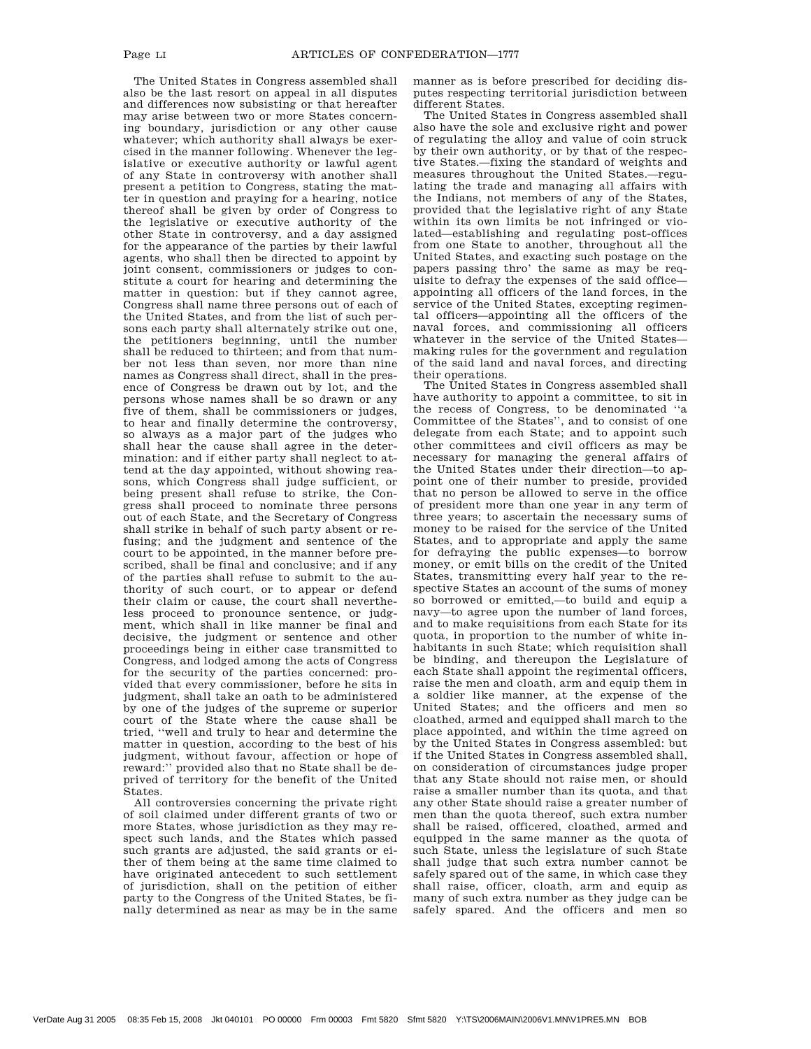The United States in Congress assembled shall also be the last resort on appeal in all disputes and differences now subsisting or that hereafter may arise between two or more States concerning boundary, jurisdiction or any other cause whatever; which authority shall always be exercised in the manner following. Whenever the legislative or executive authority or lawful agent of any State in controversy with another shall present a petition to Congress, stating the matter in question and praying for a hearing, notice thereof shall be given by order of Congress to the legislative or executive authority of the other State in controversy, and a day assigned for the appearance of the parties by their lawful agents, who shall then be directed to appoint by joint consent, commissioners or judges to constitute a court for hearing and determining the matter in question: but if they cannot agree, Congress shall name three persons out of each of the United States, and from the list of such persons each party shall alternately strike out one, the petitioners beginning, until the number shall be reduced to thirteen; and from that number not less than seven, nor more than nine names as Congress shall direct, shall in the presence of Congress be drawn out by lot, and the persons whose names shall be so drawn or any five of them, shall be commissioners or judges, to hear and finally determine the controversy, so always as a major part of the judges who shall hear the cause shall agree in the determination: and if either party shall neglect to attend at the day appointed, without showing reasons, which Congress shall judge sufficient, or being present shall refuse to strike, the Congress shall proceed to nominate three persons out of each State, and the Secretary of Congress shall strike in behalf of such party absent or refusing; and the judgment and sentence of the court to be appointed, in the manner before prescribed, shall be final and conclusive; and if any of the parties shall refuse to submit to the authority of such court, or to appear or defend their claim or cause, the court shall nevertheless proceed to pronounce sentence, or judgment, which shall in like manner be final and decisive, the judgment or sentence and other proceedings being in either case transmitted to Congress, and lodged among the acts of Congress for the security of the parties concerned: provided that every commissioner, before he sits in judgment, shall take an oath to be administered by one of the judges of the supreme or superior court of the State where the cause shall be tried, "well and truly to hear and determine the matter in question, according to the best of his judgment, without favour, affection or hope of reward:" provided also that no State shall be deprived of territory for the benefit of the United States.

All controversies concerning the private right of soil claimed under different grants of two or more States, whose jurisdiction as they may respect such lands, and the States which passed such grants are adjusted, the said grants or either of them being at the same time claimed to have originated antecedent to such settlement of jurisdiction, shall on the petition of either party to the Congress of the United States, be finally determined as near as may be in the same manner as is before prescribed for deciding disputes respecting territorial jurisdiction between different States.

The United States in Congress assembled shall also have the sole and exclusive right and power of regulating the alloy and value of coin struck by their own authority, or by that of the respective States.—fixing the standard of weights and measures throughout the United States.—regulating the trade and managing all affairs with the Indians, not members of any of the States, provided that the legislative right of any State within its own limits be not infringed or violated—establishing and regulating post-offices from one State to another, throughout all the United States, and exacting such postage on the papers passing thro' the same as may be requisite to defray the expenses of the said office—appointing all officers of the land forces, in the service of the United States, excepting regimental officers—appointing all the officers of the naval forces, and commissioning all officers whatever in the service of the United States—making rules for the government and regulation of the said land and naval forces, and directing their operations.

The United States in Congress assembled shall have authority to appoint a committee, to sit in the recess of Congress, to be denominated "a Committee of the States", and to consist of one delegate from each State; and to appoint such other committees and civil officers as may be necessary for managing the general affairs of the United States under their direction—to appoint one of their number to preside, provided that no person be allowed to serve in the office of president more than one year in any term of three years; to ascertain the necessary sums of money to be raised for the service of the United States, and to appropriate and apply the same for defraying the public expenses—to borrow money, or emit bills on the credit of the United States, transmitting every half year to the respective States an account of the sums of money so borrowed or emitted,—to build and equip a navy—to agree upon the number of land forces, and to make requisitions from each State for its quota, in proportion to the number of white inhabitants in such State; which requisition shall be binding, and thereupon the Legislature of each State shall appoint the regimental officers, raise the men and cloath, arm and equip them in a soldier like manner, at the expense of the United States; and the officers and men so cloathed, armed and equipped shall march to the place appointed, and within the time agreed on by the United States in Congress assembled: but if the United States in Congress assembled shall, on consideration of circumstances judge proper that any State should not raise men, or should raise a smaller number than its quota, and that any other State should raise a greater number of men than the quota thereof, such extra number shall be raised, officered, cloathed, armed and equipped in the same manner as the quota of such State, unless the legislature of such State shall judge that such extra number cannot be safely spared out of the same, in which case they shall raise, officer, cloath, arm and equip as many of such extra number as they judge can be safely spared. And the officers and men so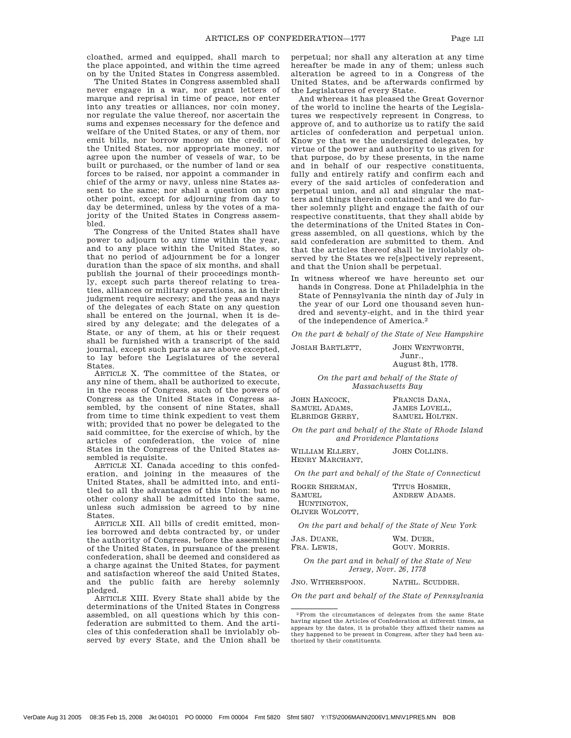cloathed, armed and equipped, shall march to the place appointed, and within the time agreed on by the United States in Congress assembled.

The United States in Congress assembled shall never engage in a war, nor grant letters of marque and reprisal in time of peace, nor enter into any treaties or alliances, nor coin money, nor regulate the value thereof, nor ascertain the sums and expenses necessary for the defence and welfare of the United States, or any of them, nor emit bills, nor borrow money on the credit of the United States, nor appropriate money, nor agree upon the number of vessels of war, to be built or purchased, or the number of land or sea forces to be raised, nor appoint a commander in chief of the army or navy, unless nine States assent to the same; nor shall a question on any other point, except for adjourning from day to day be determined, unless by the votes of a majority of the United States in Congress assembled.

The Congress of the United States shall have power to adjourn to any time within the year, and to any place within the United States, so that no period of adjournment be for a longer duration than the space of six months, and shall publish the journal of their proceedings monthly, except such parts thereof relating to treaties, alliances or military operations, as in their judgment require secresy; and the yeas and nays of the delegates of each State on any question shall be entered on the journal, when it is desired by any delegate; and the delegates of a State, or any of them, at his or their request shall be furnished with a transcript of the said journal, except such parts as are above excepted, to lay before the Legislatures of the several States.

ARTICLE X. The committee of the States, or any nine of them, shall be authorized to execute, in the recess of Congress, such of the powers of Congress as the United States in Congress assembled, by the consent of nine States, shall from time to time think expedient to vest them with; provided that no power be delegated to the said committee, for the exercise of which, by the articles of confederation, the voice of nine States in the Congress of the United States assembled is requisite.

ARTICLE XI. Canada acceding to this confederation, and joining in the measures of the United States, shall be admitted into, and entitled to all the advantages of this Union: but no other colony shall be admitted into the same, unless such admission be agreed to by nine States.

ARTICLE XII. All bills of credit emitted, monies borrowed and debts contracted by, or under the authority of Congress, before the assembling of the United States, in pursuance of the present confederation, shall be deemed and considered as a charge against the United States, for payment and satisfaction whereof the said United States, and the public faith are hereby solemnly pledged.

ARTICLE XIII. Every State shall abide by the determinations of the United States in Congress assembled, on all questions which by this confederation are submitted to them. And the articles of this confederation shall be inviolably observed by every State, and the Union shall be perpetual; nor shall any alteration at any time hereafter be made in any of them; unless such alteration be agreed to in a Congress of the United States, and be afterwards confirmed by the Legislatures of every State.

And whereas it has pleased the Great Governor of the world to incline the hearts of the Legislatures we respectively represent in Congress, to approve of, and to authorize us to ratify the said articles of confederation and perpetual union. Know ye that we the undersigned delegates, by virtue of the power and authority to us given for that purpose, do by these presents, in the name and in behalf of our respective constituents, fully and entirely ratify and confirm each and every of the said articles of confederation and perpetual union, and all and singular the matters and things therein contained: and we do further solemnly plight and engage the faith of our respective constituents, that they shall abide by the determinations of the United States in Congress assembled, on all questions, which by the said confederation are submitted to them. And that the articles thereof shall be inviolably observed by the States we re[s]pectively represent, and that the Union shall be perpetual.

In witness whereof we have hereunto set our hands in Congress. Done at Philadelphia in the State of Pennsylvania the ninth day of July in the year of our Lord one thousand seven hundred and seventy-eight, and in the third year of the independence of America.[2]

*On the part & behalf of the State of New Hampshire*

JOSIAH BARTLETT, JOHN WENTWORTH, Junr., August 8th, 1778.

*On the part and behalf of the State of Massachusetts Bay*

JOHN HANCOCK, SAMUEL ADAMS, ELBRIDGE GERRY, FRANCIS DANA, JAMES LOVELL, SAMUEL HOLTEN.

*On the part and behalf of the State of Rhode Island and Providence Plantations*

WILLIAM ELLERY, HENRY MARCHANT, JOHN COLLINS.

*On the part and behalf of the State of Connecticut*

ROGER SHERMAN, SAMUEL HUNTINGTON, OLIVER WOLCOTT, TITUS HOSMER, ANDREW ADAMS.

*On the part and behalf of the State of New York*

JAS. DUANE, FRA. LEWIS, WM. DUER, GOUV. MORRIS.

*On the part and in behalf of the State of New Jersey, Novr. 26, 1778*

JNO. WITHERSPOON. NATHL. SCUDDER.

*On the part and behalf of the State of Pennsylvania*

---

[2] From the circumstances of delegates from the same State having signed the Articles of Confederation at different times, as appears by the dates, it is probable they affixed their names as they happened to be present in Congress, after they had been authorized by their constituents.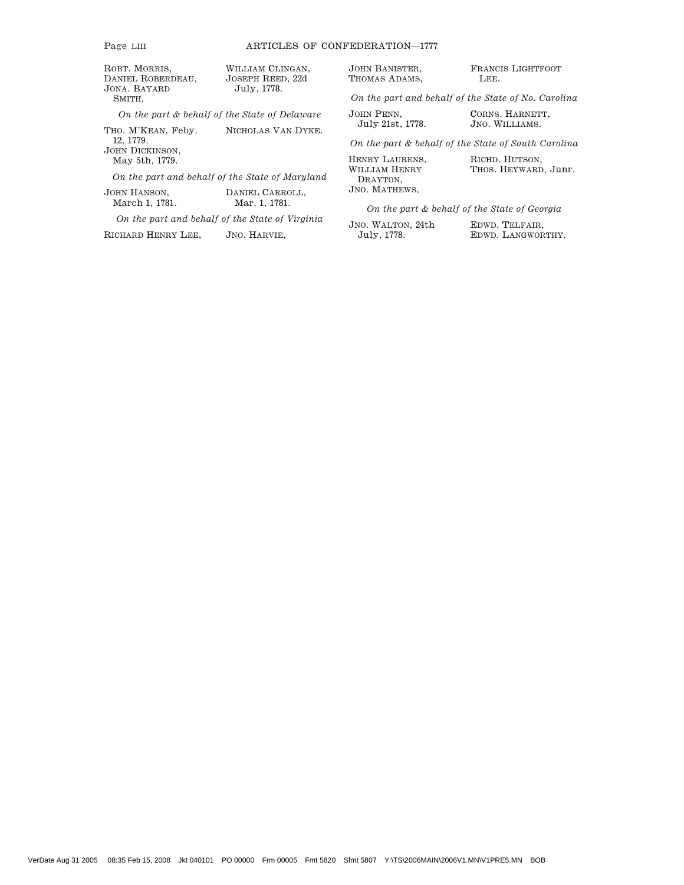ROBT. MORRIS,
DANIEL ROBERDEAU,
JONA. BAYARD SMITH,
WILLIAM CLINGAN,
JOSEPH REED, 22d July, 1778.

*On the part & behalf of the State of Delaware*

THO. M'KEAN, Feby. 12, 1779.
JOHN DICKINSON, May 5th, 1779.
NICHOLAS VAN DYKE.

*On the part and behalf of the State of Maryland*

JOHN HANSON, March 1, 1781.
DANIEL CARROLL, Mar. 1, 1781.

*On the part and behalf of the State of Virginia*

RICHARD HENRY LEE,
JNO. HARVIE,
JOHN BANISTER,
THOMAS ADAMS,
FRANCIS LIGHTFOOT LEE.

*On the part and behalf of the State of No. Carolina*

JOHN PENN, July 21st, 1778.
CORNS. HARNETT,
JNO. WILLIAMS.

*On the part & behalf of the State of South Carolina*

HENRY LAURENS,
WILLIAM HENRY DRAYTON,
JNO. MATHEWS,
RICHD. HUTSON,
THOS. HEYWARD, Junr.

*On the part & behalf of the State of Georgia*

JNO. WALTON, 24th July, 1778.
EDWD. TELFAIR,
EDWD. LANGWORTHY.